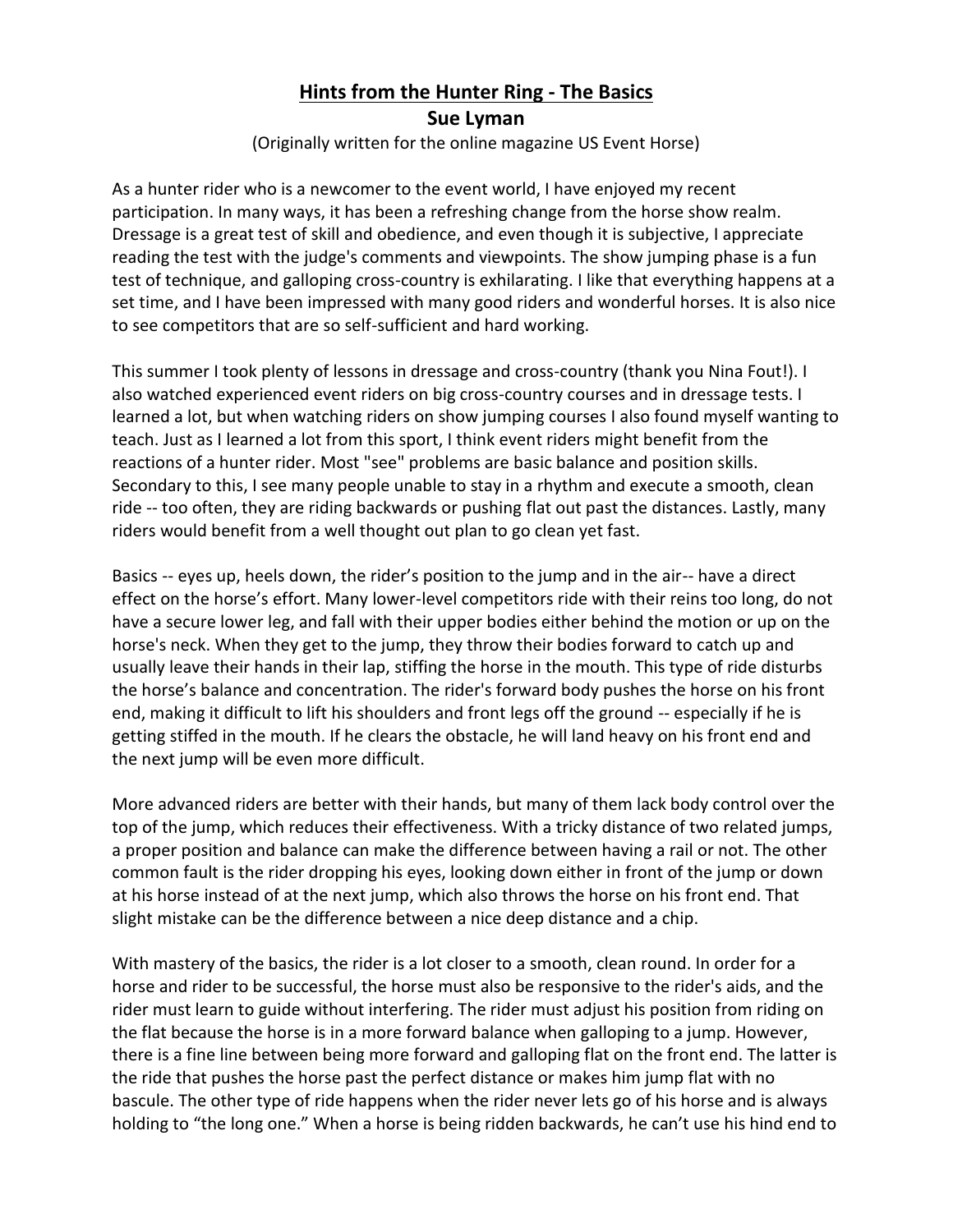# Hints from the Hunter Ring - The Basics

## Sue Lyman

(Originally written for the online magazine US Event Horse)

As a hunter rider who is a newcomer to the event world, I have enjoyed my recent participation. In many ways, it has been a refreshing change from the horse show realm. Dressage is a great test of skill and obedience, and even though it is subjective, I appreciate reading the test with the judge's comments and viewpoints. The show jumping phase is a fun test of technique, and galloping cross-country is exhilarating. I like that everything happens at a set time, and I have been impressed with many good riders and wonderful horses. It is also nice to see competitors that are so self-sufficient and hard working.

This summer I took plenty of lessons in dressage and cross-country (thank you Nina Fout!). I also watched experienced event riders on big cross-country courses and in dressage tests. I learned a lot, but when watching riders on show jumping courses I also found myself wanting to teach. Just as I learned a lot from this sport, I think event riders might benefit from the reactions of a hunter rider. Most "see" problems are basic balance and position skills. Secondary to this, I see many people unable to stay in a rhythm and execute a smooth, clean ride -- too often, they are riding backwards or pushing flat out past the distances. Lastly, many riders would benefit from a well thought out plan to go clean yet fast.

Basics -- eyes up, heels down, the rider's position to the jump and in the air-- have a direct effect on the horse's effort. Many lower-level competitors ride with their reins too long, do not have a secure lower leg, and fall with their upper bodies either behind the motion or up on the horse's neck. When they get to the jump, they throw their bodies forward to catch up and usually leave their hands in their lap, stiffing the horse in the mouth. This type of ride disturbs the horse's balance and concentration. The rider's forward body pushes the horse on his front end, making it difficult to lift his shoulders and front legs off the ground -- especially if he is getting stiffed in the mouth. If he clears the obstacle, he will land heavy on his front end and the next jump will be even more difficult.

More advanced riders are better with their hands, but many of them lack body control over the top of the jump, which reduces their effectiveness. With a tricky distance of two related jumps, a proper position and balance can make the difference between having a rail or not. The other common fault is the rider dropping his eyes, looking down either in front of the jump or down at his horse instead of at the next jump, which also throws the horse on his front end. That slight mistake can be the difference between a nice deep distance and a chip.

With mastery of the basics, the rider is a lot closer to a smooth, clean round. In order for a horse and rider to be successful, the horse must also be responsive to the rider's aids, and the rider must learn to guide without interfering. The rider must adjust his position from riding on the flat because the horse is in a more forward balance when galloping to a jump. However, there is a fine line between being more forward and galloping flat on the front end. The latter is the ride that pushes the horse past the perfect distance or makes him jump flat with no bascule. The other type of ride happens when the rider never lets go of his horse and is always holding to "the long one." When a horse is being ridden backwards, he can't use his hind end to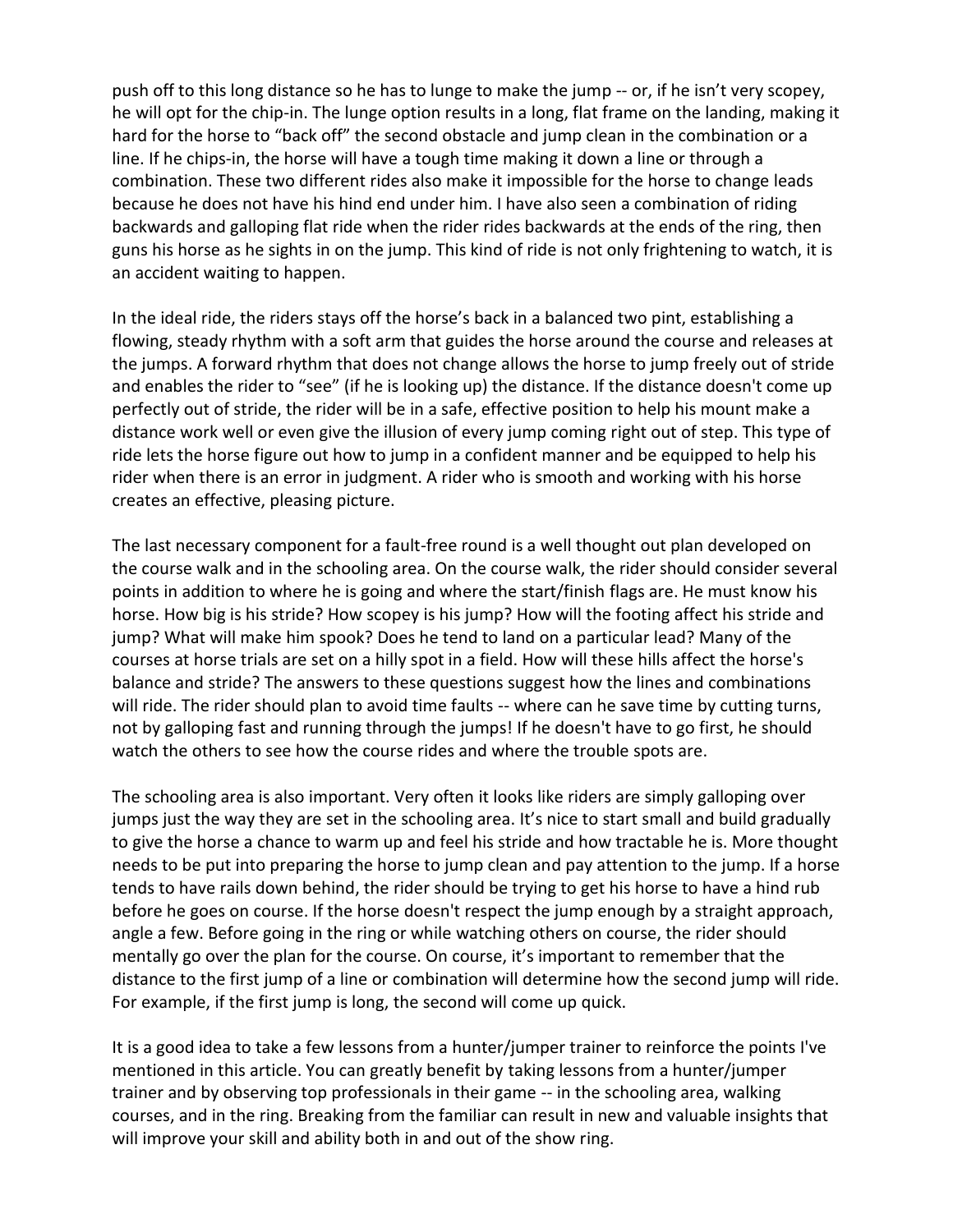push off to this long distance so he has to lunge to make the jump -- or, if he isn't very scopey, he will opt for the chip-in. The lunge option results in a long, flat frame on the landing, making it hard for the horse to "back off" the second obstacle and jump clean in the combination or a line. If he chips-in, the horse will have a tough time making it down a line or through a combination. These two different rides also make it impossible for the horse to change leads because he does not have his hind end under him. I have also seen a combination of riding backwards and galloping flat ride when the rider rides backwards at the ends of the ring, then guns his horse as he sights in on the jump. This kind of ride is not only frightening to watch, it is an accident waiting to happen.

In the ideal ride, the riders stays off the horse's back in a balanced two pint, establishing a flowing, steady rhythm with a soft arm that guides the horse around the course and releases at the jumps. A forward rhythm that does not change allows the horse to jump freely out of stride and enables the rider to "see" (if he is looking up) the distance. If the distance doesn't come up perfectly out of stride, the rider will be in a safe, effective position to help his mount make a distance work well or even give the illusion of every jump coming right out of step. This type of ride lets the horse figure out how to jump in a confident manner and be equipped to help his rider when there is an error in judgment. A rider who is smooth and working with his horse creates an effective, pleasing picture.

The last necessary component for a fault-free round is a well thought out plan developed on the course walk and in the schooling area. On the course walk, the rider should consider several points in addition to where he is going and where the start/finish flags are. He must know his horse. How big is his stride? How scopey is his jump? How will the footing affect his stride and jump? What will make him spook? Does he tend to land on a particular lead? Many of the courses at horse trials are set on a hilly spot in a field. How will these hills affect the horse's balance and stride? The answers to these questions suggest how the lines and combinations will ride. The rider should plan to avoid time faults -- where can he save time by cutting turns, not by galloping fast and running through the jumps! If he doesn't have to go first, he should watch the others to see how the course rides and where the trouble spots are.

The schooling area is also important. Very often it looks like riders are simply galloping over jumps just the way they are set in the schooling area. It's nice to start small and build gradually to give the horse a chance to warm up and feel his stride and how tractable he is. More thought needs to be put into preparing the horse to jump clean and pay attention to the jump. If a horse tends to have rails down behind, the rider should be trying to get his horse to have a hind rub before he goes on course. If the horse doesn't respect the jump enough by a straight approach, angle a few. Before going in the ring or while watching others on course, the rider should mentally go over the plan for the course. On course, it's important to remember that the distance to the first jump of a line or combination will determine how the second jump will ride. For example, if the first jump is long, the second will come up quick.

It is a good idea to take a few lessons from a hunter/jumper trainer to reinforce the points I've mentioned in this article. You can greatly benefit by taking lessons from a hunter/jumper trainer and by observing top professionals in their game -- in the schooling area, walking courses, and in the ring. Breaking from the familiar can result in new and valuable insights that will improve your skill and ability both in and out of the show ring.